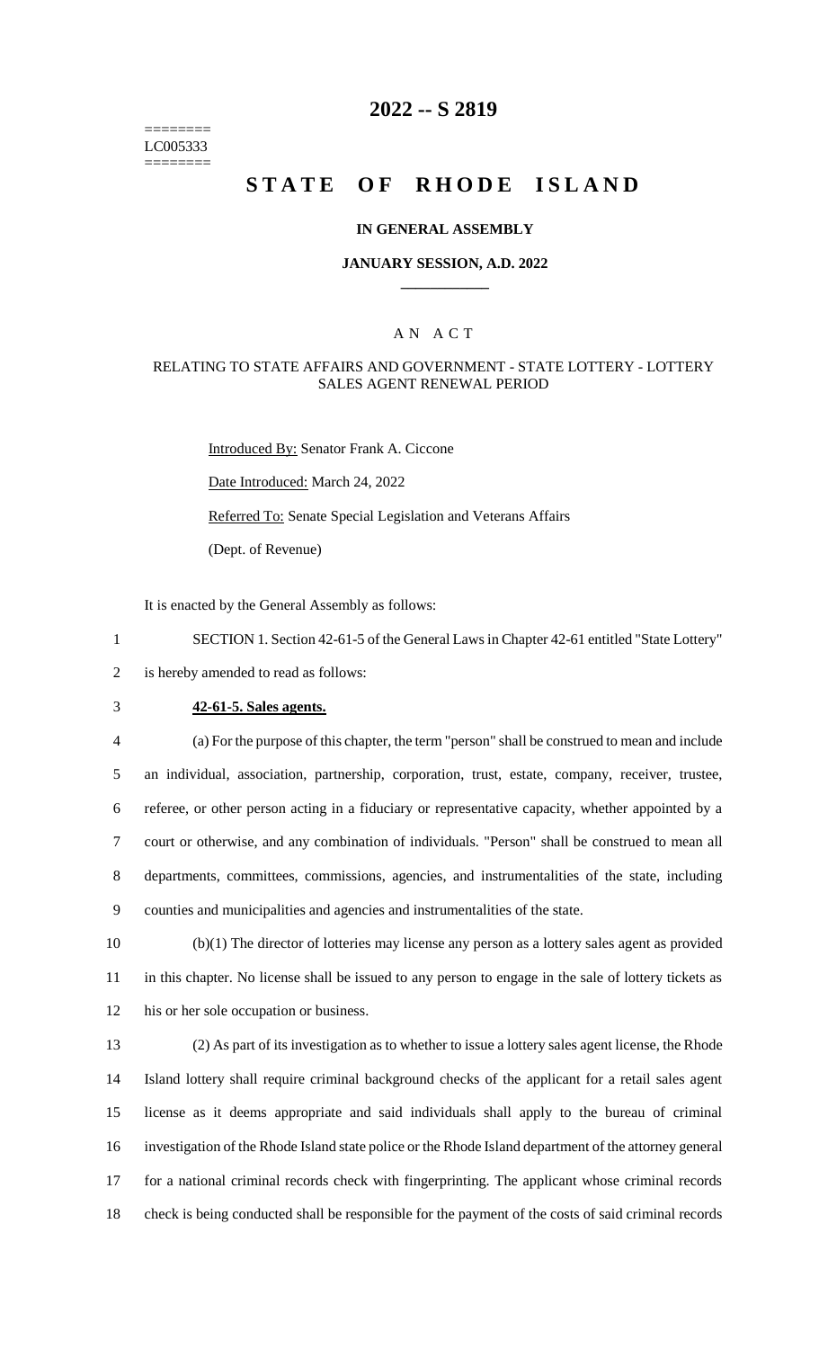========
LC005333
========

# 2022 -- S 2819

# STATE OF RHODE ISLAND

**IN GENERAL ASSEMBLY**

**JANUARY SESSION, A.D. 2022**

____________

A N A C T

RELATING TO STATE AFFAIRS AND GOVERNMENT - STATE LOTTERY - LOTTERY SALES AGENT RENEWAL PERIOD

Introduced By: Senator Frank A. Ciccone

Date Introduced: March 24, 2022

Referred To: Senate Special Legislation and Veterans Affairs

(Dept. of Revenue)

It is enacted by the General Assembly as follows:

1 SECTION 1. Section 42-61-5 of the General Laws in Chapter 42-61 entitled "State Lottery"
2 is hereby amended to read as follows:

3 **42-61-5. Sales agents.**

4 (a) For the purpose of this chapter, the term "person" shall be construed to mean and include
5 an individual, association, partnership, corporation, trust, estate, company, receiver, trustee,
6 referee, or other person acting in a fiduciary or representative capacity, whether appointed by a
7 court or otherwise, and any combination of individuals. "Person" shall be construed to mean all
8 departments, committees, commissions, agencies, and instrumentalities of the state, including
9 counties and municipalities and agencies and instrumentalities of the state.

10 (b)(1) The director of lotteries may license any person as a lottery sales agent as provided
11 in this chapter. No license shall be issued to any person to engage in the sale of lottery tickets as
12 his or her sole occupation or business.

13 (2) As part of its investigation as to whether to issue a lottery sales agent license, the Rhode
14 Island lottery shall require criminal background checks of the applicant for a retail sales agent
15 license as it deems appropriate and said individuals shall apply to the bureau of criminal
16 investigation of the Rhode Island state police or the Rhode Island department of the attorney general
17 for a national criminal records check with fingerprinting. The applicant whose criminal records
18 check is being conducted shall be responsible for the payment of the costs of said criminal records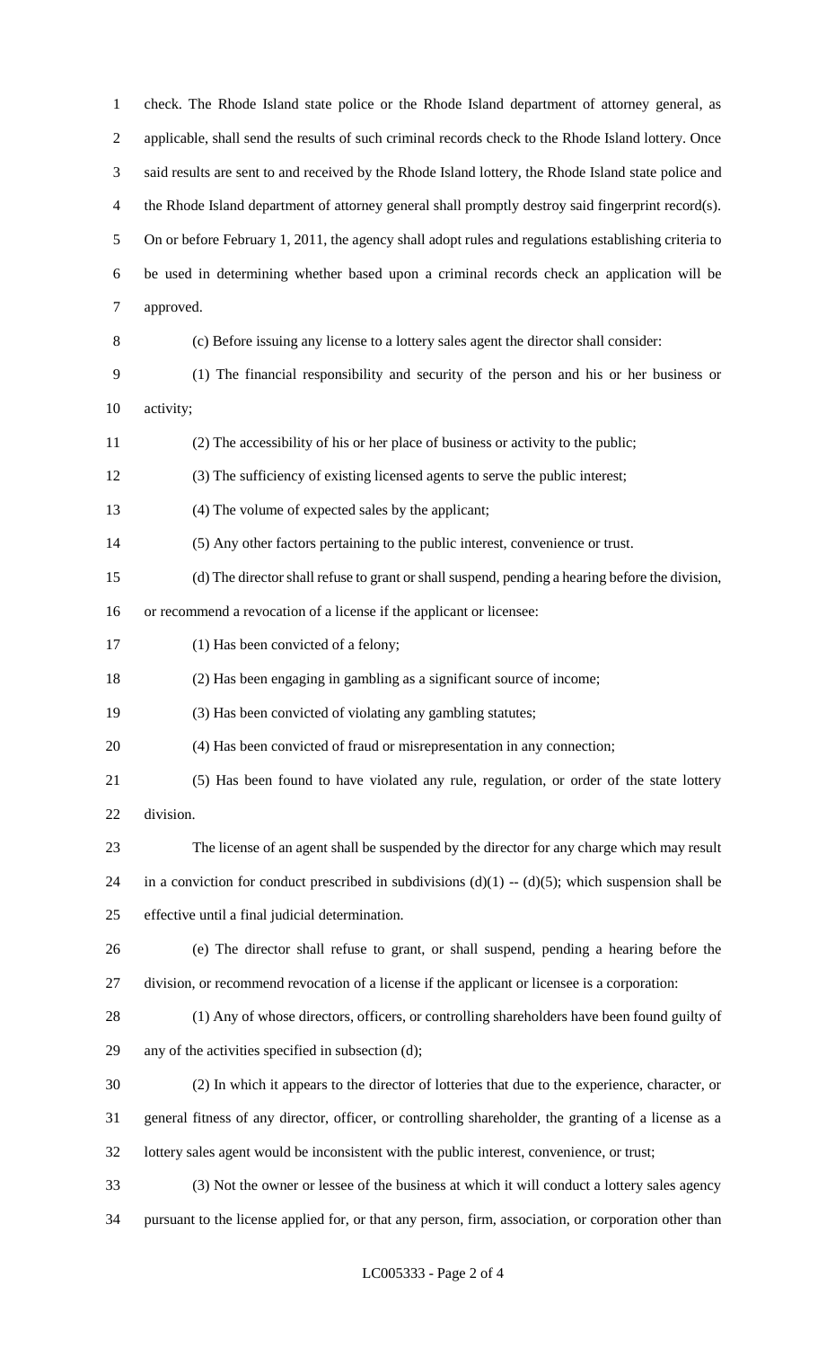check. The Rhode Island state police or the Rhode Island department of attorney general, as applicable, shall send the results of such criminal records check to the Rhode Island lottery. Once said results are sent to and received by the Rhode Island lottery, the Rhode Island state police and the Rhode Island department of attorney general shall promptly destroy said fingerprint record(s). On or before February 1, 2011, the agency shall adopt rules and regulations establishing criteria to be used in determining whether based upon a criminal records check an application will be approved.

(c) Before issuing any license to a lottery sales agent the director shall consider:

(1) The financial responsibility and security of the person and his or her business or activity;

(2) The accessibility of his or her place of business or activity to the public;

(3) The sufficiency of existing licensed agents to serve the public interest;

(4) The volume of expected sales by the applicant;

(5) Any other factors pertaining to the public interest, convenience or trust.

(d) The director shall refuse to grant or shall suspend, pending a hearing before the division, or recommend a revocation of a license if the applicant or licensee:

(1) Has been convicted of a felony;

(2) Has been engaging in gambling as a significant source of income;

(3) Has been convicted of violating any gambling statutes;

(4) Has been convicted of fraud or misrepresentation in any connection;

(5) Has been found to have violated any rule, regulation, or order of the state lottery division.

The license of an agent shall be suspended by the director for any charge which may result in a conviction for conduct prescribed in subdivisions (d)(1) -- (d)(5); which suspension shall be effective until a final judicial determination.

(e) The director shall refuse to grant, or shall suspend, pending a hearing before the division, or recommend revocation of a license if the applicant or licensee is a corporation:

(1) Any of whose directors, officers, or controlling shareholders have been found guilty of any of the activities specified in subsection (d);

(2) In which it appears to the director of lotteries that due to the experience, character, or general fitness of any director, officer, or controlling shareholder, the granting of a license as a lottery sales agent would be inconsistent with the public interest, convenience, or trust;

(3) Not the owner or lessee of the business at which it will conduct a lottery sales agency pursuant to the license applied for, or that any person, firm, association, or corporation other than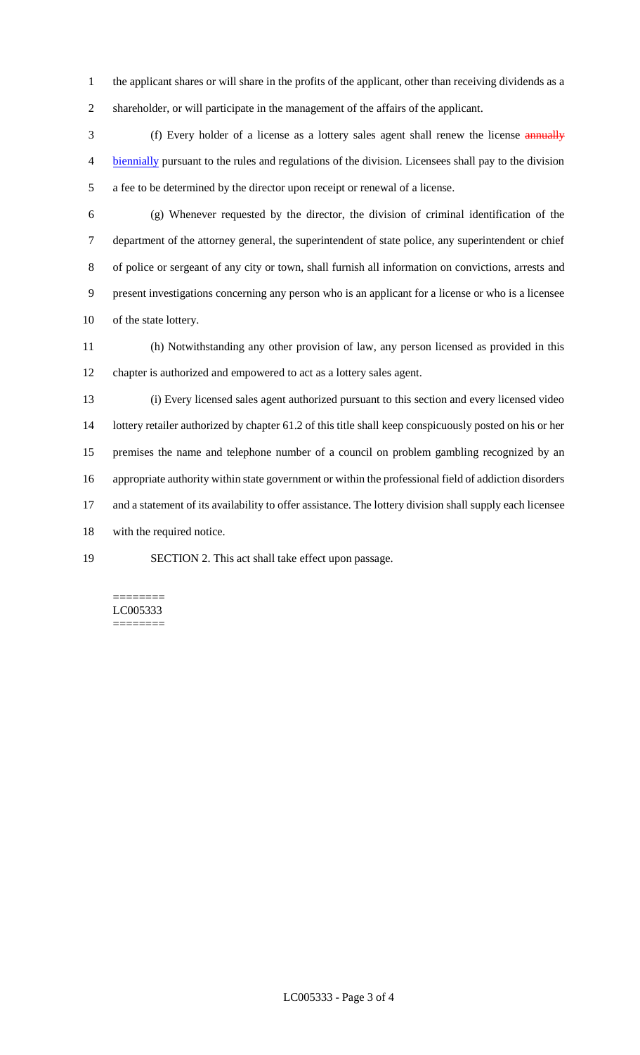the applicant shares or will share in the profits of the applicant, other than receiving dividends as a shareholder, or will participate in the management of the affairs of the applicant.

(f) Every holder of a license as a lottery sales agent shall renew the license ~~annually~~ biennially pursuant to the rules and regulations of the division. Licensees shall pay to the division a fee to be determined by the director upon receipt or renewal of a license.

(g) Whenever requested by the director, the division of criminal identification of the department of the attorney general, the superintendent of state police, any superintendent or chief of police or sergeant of any city or town, shall furnish all information on convictions, arrests and present investigations concerning any person who is an applicant for a license or who is a licensee of the state lottery.

(h) Notwithstanding any other provision of law, any person licensed as provided in this chapter is authorized and empowered to act as a lottery sales agent.

(i) Every licensed sales agent authorized pursuant to this section and every licensed video lottery retailer authorized by chapter 61.2 of this title shall keep conspicuously posted on his or her premises the name and telephone number of a council on problem gambling recognized by an appropriate authority within state government or within the professional field of addiction disorders and a statement of its availability to offer assistance. The lottery division shall supply each licensee with the required notice.

SECTION 2. This act shall take effect upon passage.

========
LC005333
========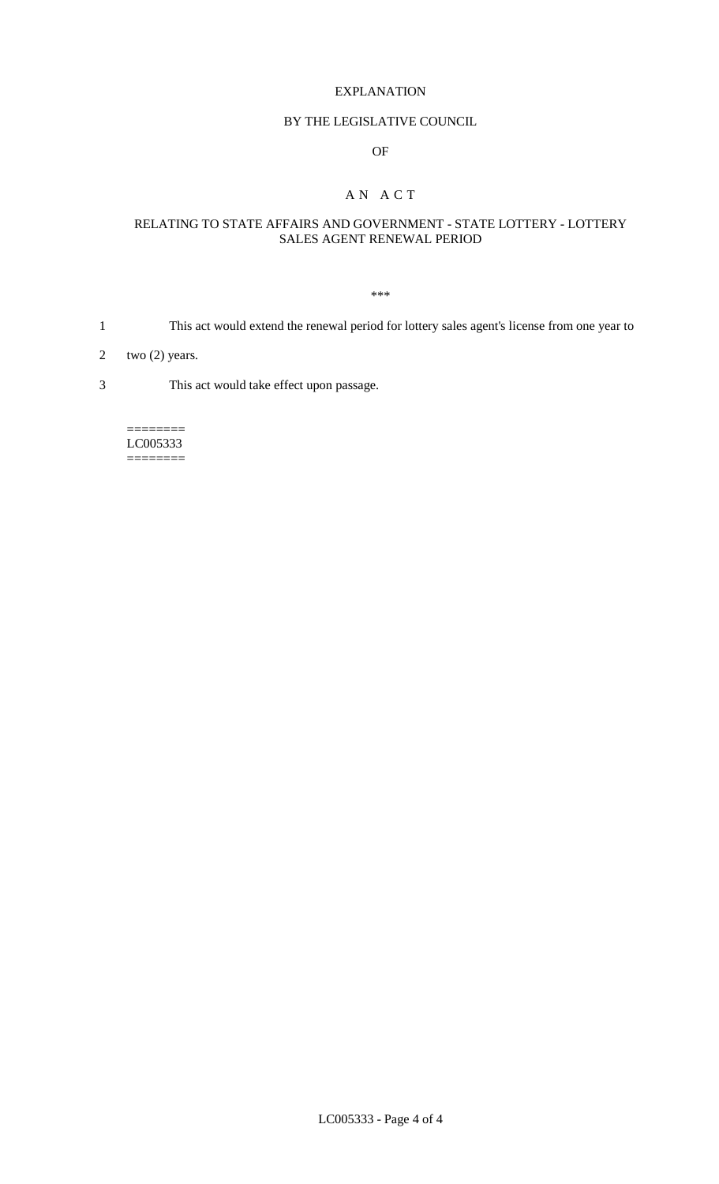# EXPLANATION

## BY THE LEGISLATIVE COUNCIL

## OF

## A N A C T

## RELATING TO STATE AFFAIRS AND GOVERNMENT - STATE LOTTERY - LOTTERY SALES AGENT RENEWAL PERIOD

\*\*\*

1 This act would extend the renewal period for lottery sales agent's license from one year to

2 two (2) years.

3 This act would take effect upon passage.

========
LC005333
========